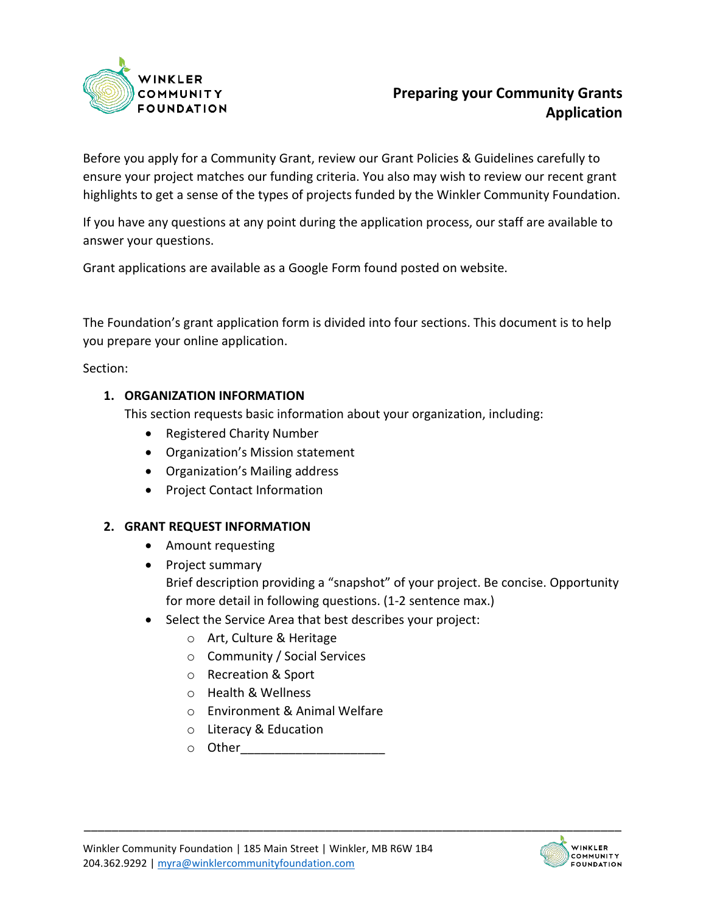# Preparing your Community Grants Application

Before you apply for a Community Grant, review our Grant Policies & Guidelines carefully to ensure your project matches our funding criteria. You also may wish to review our recent grant highlights to get a sense of the types of projects funded by the Winkler Community Foundation.

If you have any questions at any point during the application process, our staff are available to answer your questions.

Grant applications are available as a Google Form found posted on website.

The Foundation's grant application form is divided into four sections. This document is to help you prepare your online application.

Section:

1. **ORGANIZATION INFORMATION**

   This section requests basic information about your organization, including:
   - Registered Charity Number
   - Organization's Mission statement
   - Organization's Mailing address
   - Project Contact Information

2. **GRANT REQUEST INFORMATION**
   - Amount requesting
   - Project summary
     Brief description providing a "snapshot" of your project. Be concise. Opportunity for more detail in following questions. (1-2 sentence max.)
   - Select the Service Area that best describes your project:
     - Art, Culture & Heritage
     - Community / Social Services
     - Recreation & Sport
     - Health & Wellness
     - Environment & Animal Welfare
     - Literacy & Education
     - Other____________________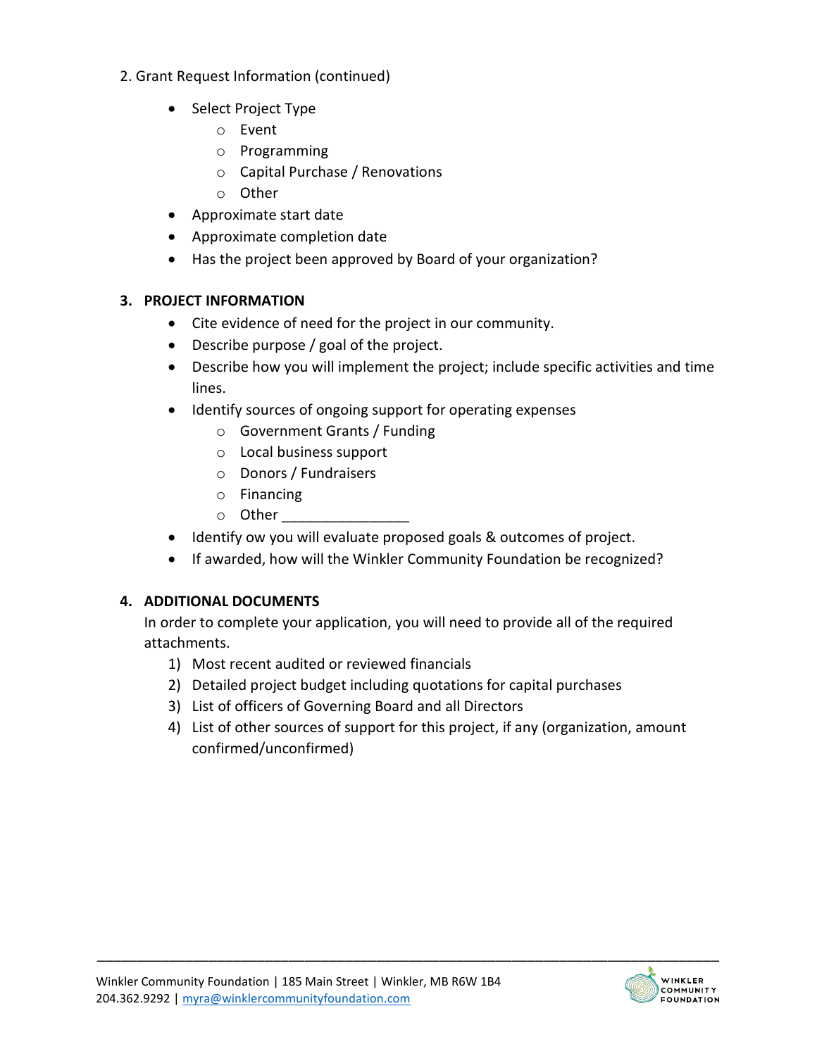2. Grant Request Information (continued)

- Select Project Type
  - Event
  - Programming
  - Capital Purchase / Renovations
  - Other
- Approximate start date
- Approximate completion date
- Has the project been approved by Board of your organization?

## 3. PROJECT INFORMATION

- Cite evidence of need for the project in our community.
- Describe purpose / goal of the project.
- Describe how you will implement the project; include specific activities and time lines.
- Identify sources of ongoing support for operating expenses
  - Government Grants / Funding
  - Local business support
  - Donors / Fundraisers
  - Financing
  - Other ________________
- Identify ow you will evaluate proposed goals & outcomes of project.
- If awarded, how will the Winkler Community Foundation be recognized?

## 4. ADDITIONAL DOCUMENTS

In order to complete your application, you will need to provide all of the required attachments.

1) Most recent audited or reviewed financials
2) Detailed project budget including quotations for capital purchases
3) List of officers of Governing Board and all Directors
4) List of other sources of support for this project, if any (organization, amount confirmed/unconfirmed)